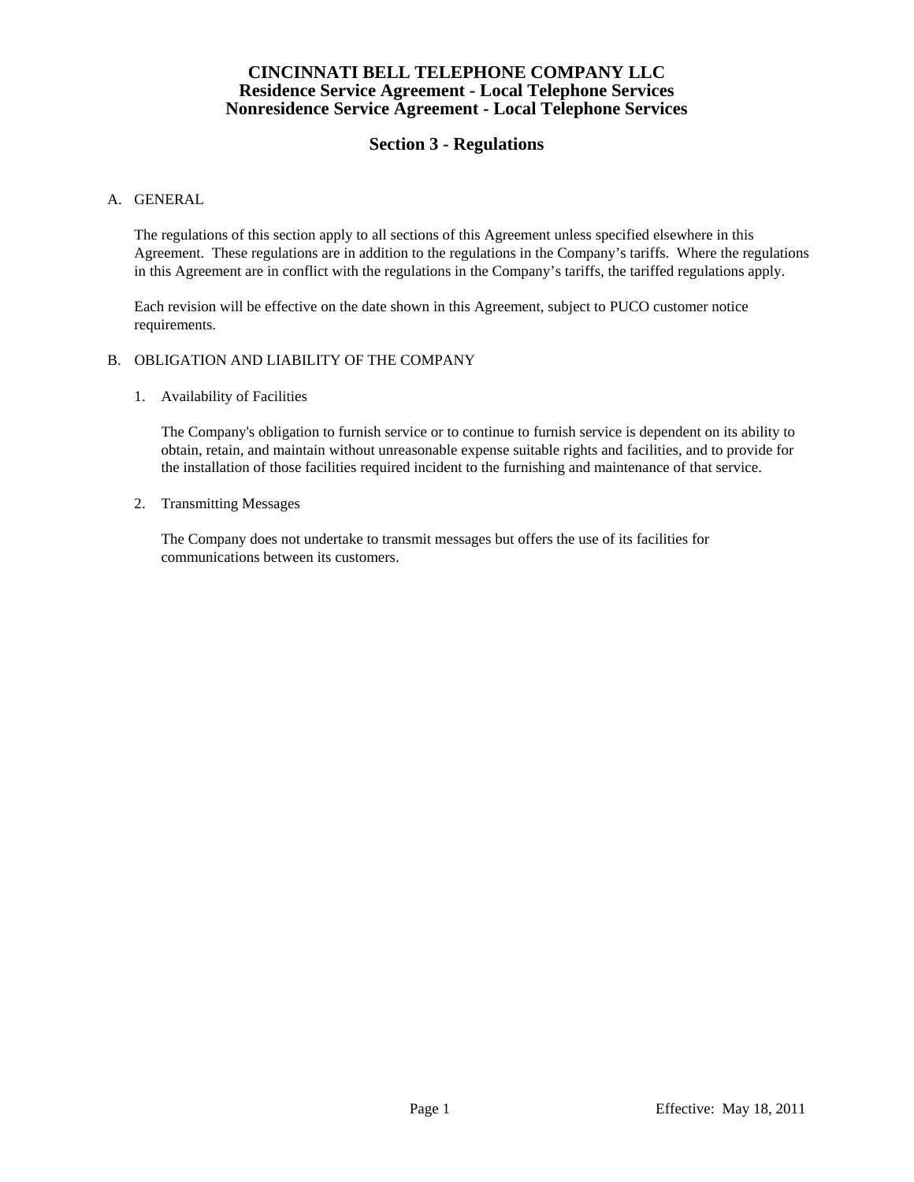# CINCINNATI BELL TELEPHONE COMPANY LLC
## Residence Service Agreement - Local Telephone Services
## Nonresidence Service Agreement - Local Telephone Services

## Section 3 - Regulations

A. GENERAL

The regulations of this section apply to all sections of this Agreement unless specified elsewhere in this Agreement. These regulations are in addition to the regulations in the Company's tariffs. Where the regulations in this Agreement are in conflict with the regulations in the Company's tariffs, the tariffed regulations apply.

Each revision will be effective on the date shown in this Agreement, subject to PUCO customer notice requirements.

B. OBLIGATION AND LIABILITY OF THE COMPANY

1. Availability of Facilities

   The Company's obligation to furnish service or to continue to furnish service is dependent on its ability to obtain, retain, and maintain without unreasonable expense suitable rights and facilities, and to provide for the installation of those facilities required incident to the furnishing and maintenance of that service.

2. Transmitting Messages

   The Company does not undertake to transmit messages but offers the use of its facilities for communications between its customers.

Effective: May 18, 2011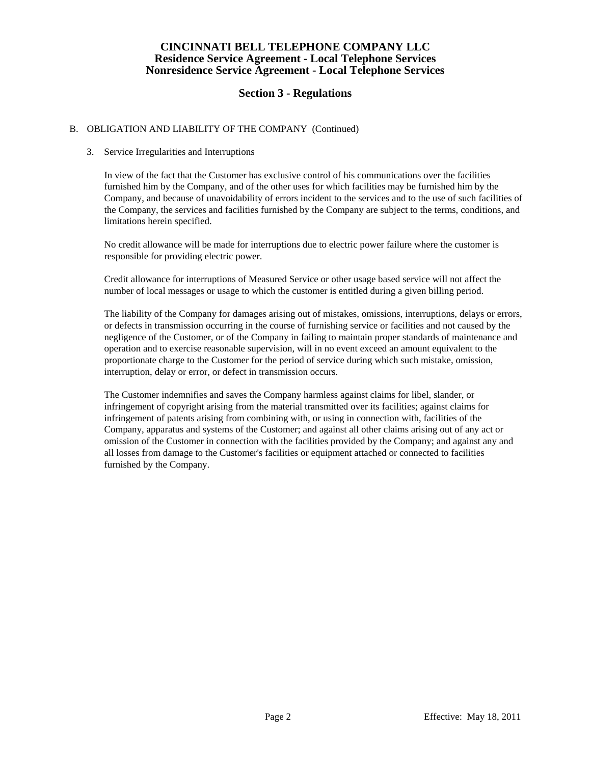# CINCINNATI BELL TELEPHONE COMPANY LLC
## Residence Service Agreement - Local Telephone Services
## Nonresidence Service Agreement - Local Telephone Services

## Section 3 - Regulations

B. OBLIGATION AND LIABILITY OF THE COMPANY (Continued)

3. Service Irregularities and Interruptions

In view of the fact that the Customer has exclusive control of his communications over the facilities furnished him by the Company, and of the other uses for which facilities may be furnished him by the Company, and because of unavoidability of errors incident to the services and to the use of such facilities of the Company, the services and facilities furnished by the Company are subject to the terms, conditions, and limitations herein specified.

No credit allowance will be made for interruptions due to electric power failure where the customer is responsible for providing electric power.

Credit allowance for interruptions of Measured Service or other usage based service will not affect the number of local messages or usage to which the customer is entitled during a given billing period.

The liability of the Company for damages arising out of mistakes, omissions, interruptions, delays or errors, or defects in transmission occurring in the course of furnishing service or facilities and not caused by the negligence of the Customer, or of the Company in failing to maintain proper standards of maintenance and operation and to exercise reasonable supervision, will in no event exceed an amount equivalent to the proportionate charge to the Customer for the period of service during which such mistake, omission, interruption, delay or error, or defect in transmission occurs.

The Customer indemnifies and saves the Company harmless against claims for libel, slander, or infringement of copyright arising from the material transmitted over its facilities; against claims for infringement of patents arising from combining with, or using in connection with, facilities of the Company, apparatus and systems of the Customer; and against all other claims arising out of any act or omission of the Customer in connection with the facilities provided by the Company; and against any and all losses from damage to the Customer's facilities or equipment attached or connected to facilities furnished by the Company.

Effective: May 18, 2011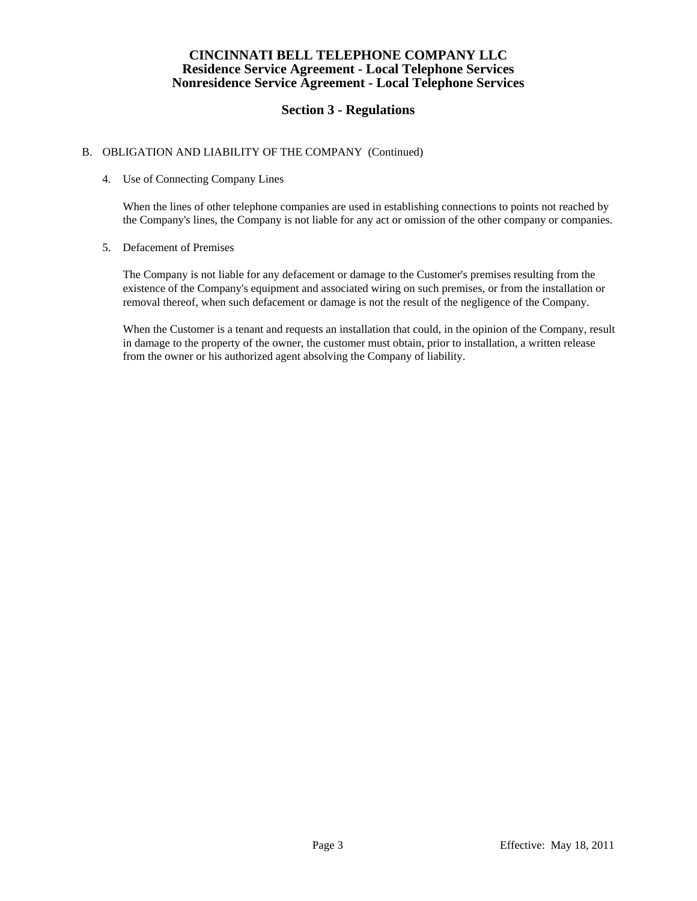# CINCINNATI BELL TELEPHONE COMPANY LLC
## Residence Service Agreement - Local Telephone Services
## Nonresidence Service Agreement - Local Telephone Services

## Section 3 - Regulations

B. OBLIGATION AND LIABILITY OF THE COMPANY (Continued)

4. Use of Connecting Company Lines

   When the lines of other telephone companies are used in establishing connections to points not reached by the Company's lines, the Company is not liable for any act or omission of the other company or companies.

5. Defacement of Premises

   The Company is not liable for any defacement or damage to the Customer's premises resulting from the existence of the Company's equipment and associated wiring on such premises, or from the installation or removal thereof, when such defacement or damage is not the result of the negligence of the Company.

   When the Customer is a tenant and requests an installation that could, in the opinion of the Company, result in damage to the property of the owner, the customer must obtain, prior to installation, a written release from the owner or his authorized agent absolving the Company of liability.

Effective: May 18, 2011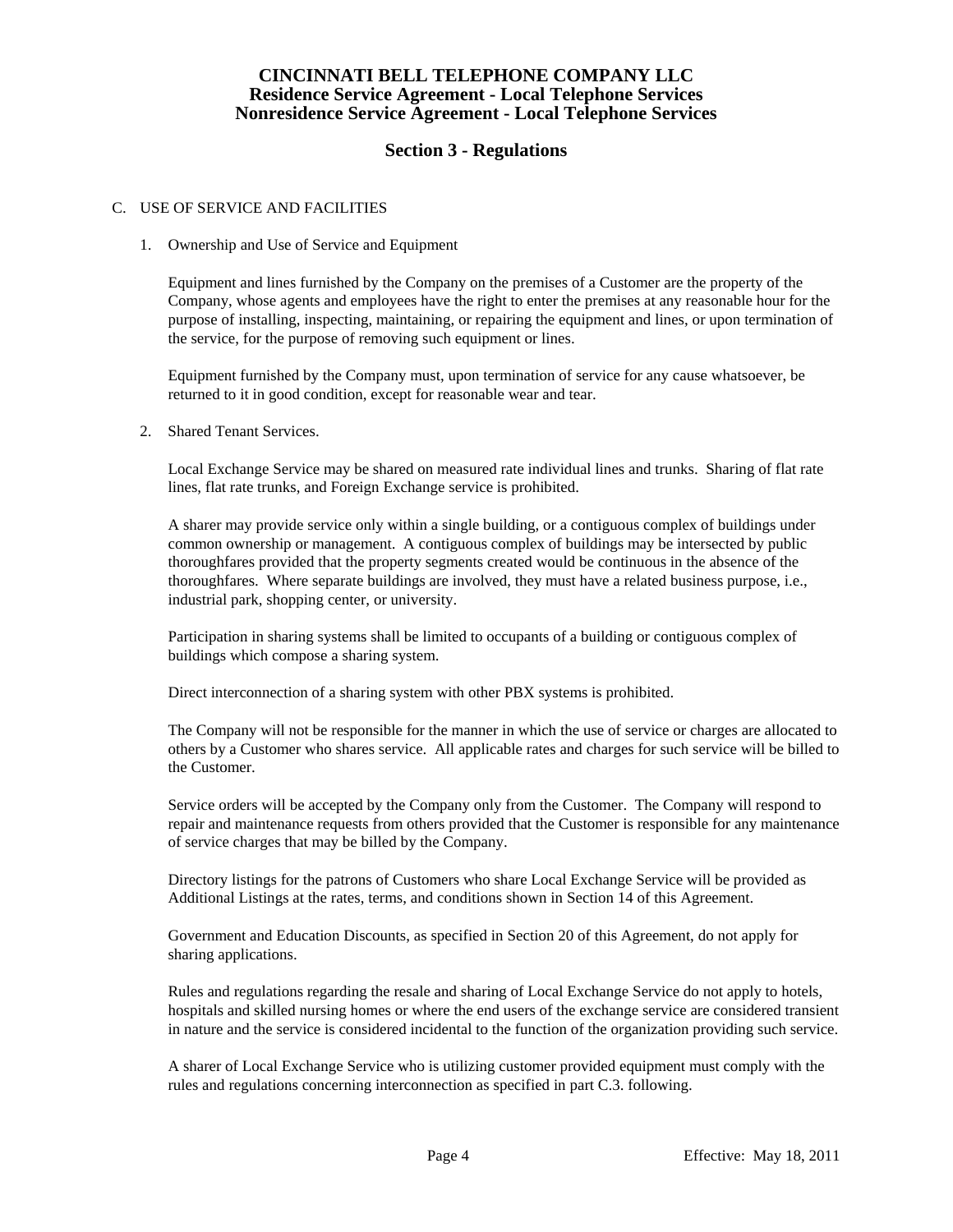# CINCINNATI BELL TELEPHONE COMPANY LLC
## Residence Service Agreement - Local Telephone Services
## Nonresidence Service Agreement - Local Telephone Services

## Section 3 - Regulations

C. USE OF SERVICE AND FACILITIES

1. Ownership and Use of Service and Equipment

   Equipment and lines furnished by the Company on the premises of a Customer are the property of the Company, whose agents and employees have the right to enter the premises at any reasonable hour for the purpose of installing, inspecting, maintaining, or repairing the equipment and lines, or upon termination of the service, for the purpose of removing such equipment or lines.

   Equipment furnished by the Company must, upon termination of service for any cause whatsoever, be returned to it in good condition, except for reasonable wear and tear.

2. Shared Tenant Services.

   Local Exchange Service may be shared on measured rate individual lines and trunks. Sharing of flat rate lines, flat rate trunks, and Foreign Exchange service is prohibited.

   A sharer may provide service only within a single building, or a contiguous complex of buildings under common ownership or management. A contiguous complex of buildings may be intersected by public thoroughfares provided that the property segments created would be continuous in the absence of the thoroughfares. Where separate buildings are involved, they must have a related business purpose, i.e., industrial park, shopping center, or university.

   Participation in sharing systems shall be limited to occupants of a building or contiguous complex of buildings which compose a sharing system.

   Direct interconnection of a sharing system with other PBX systems is prohibited.

   The Company will not be responsible for the manner in which the use of service or charges are allocated to others by a Customer who shares service. All applicable rates and charges for such service will be billed to the Customer.

   Service orders will be accepted by the Company only from the Customer. The Company will respond to repair and maintenance requests from others provided that the Customer is responsible for any maintenance of service charges that may be billed by the Company.

   Directory listings for the patrons of Customers who share Local Exchange Service will be provided as Additional Listings at the rates, terms, and conditions shown in Section 14 of this Agreement.

   Government and Education Discounts, as specified in Section 20 of this Agreement, do not apply for sharing applications.

   Rules and regulations regarding the resale and sharing of Local Exchange Service do not apply to hotels, hospitals and skilled nursing homes or where the end users of the exchange service are considered transient in nature and the service is considered incidental to the function of the organization providing such service.

   A sharer of Local Exchange Service who is utilizing customer provided equipment must comply with the rules and regulations concerning interconnection as specified in part C.3. following.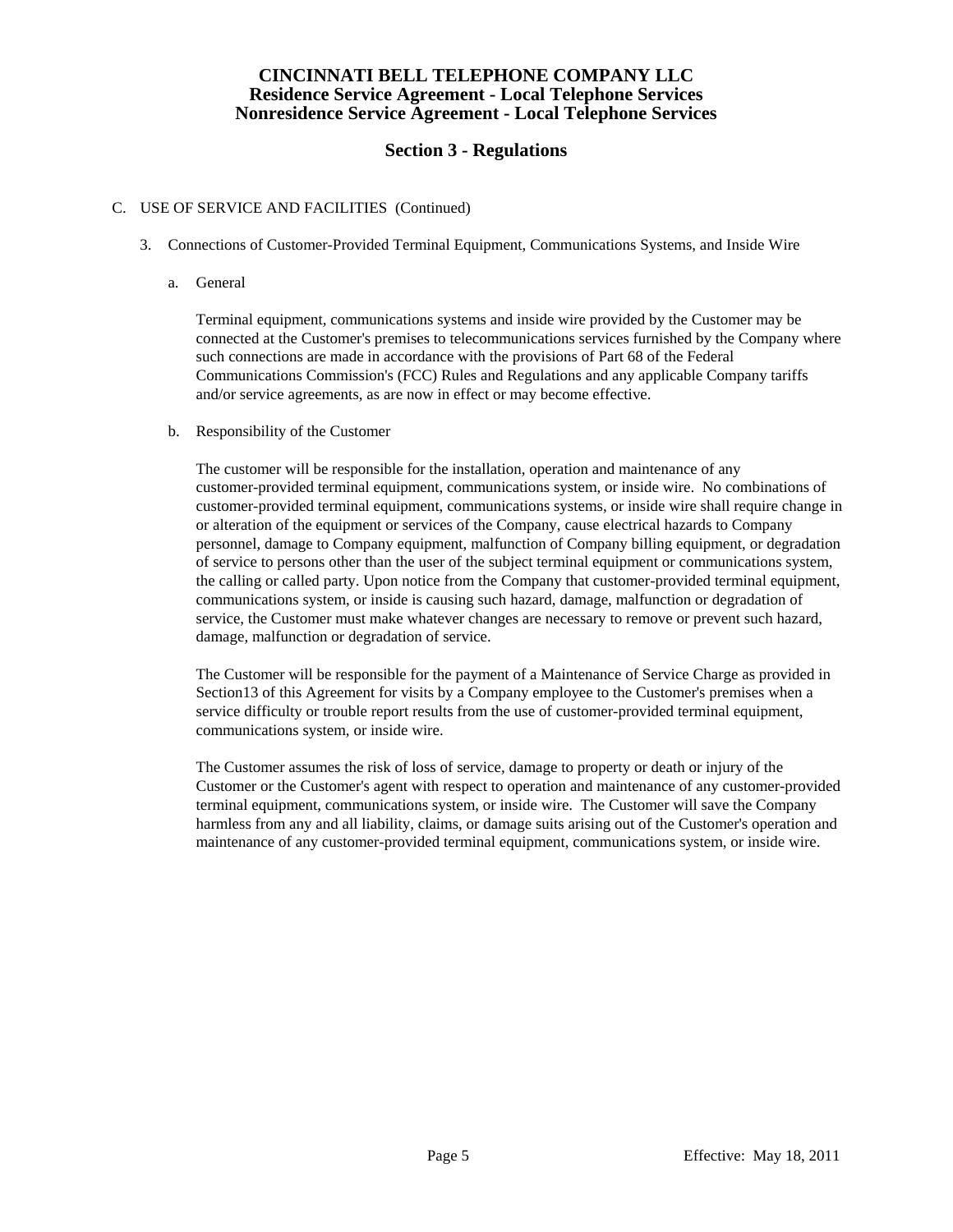C. USE OF SERVICE AND FACILITIES (Continued)

3. Connections of Customer-Provided Terminal Equipment, Communications Systems, and Inside Wire

a. General

Terminal equipment, communications systems and inside wire provided by the Customer may be connected at the Customer's premises to telecommunications services furnished by the Company where such connections are made in accordance with the provisions of Part 68 of the Federal Communications Commission's (FCC) Rules and Regulations and any applicable Company tariffs and/or service agreements, as are now in effect or may become effective.

b. Responsibility of the Customer

The customer will be responsible for the installation, operation and maintenance of any customer-provided terminal equipment, communications system, or inside wire. No combinations of customer-provided terminal equipment, communications systems, or inside wire shall require change in or alteration of the equipment or services of the Company, cause electrical hazards to Company personnel, damage to Company equipment, malfunction of Company billing equipment, or degradation of service to persons other than the user of the subject terminal equipment or communications system, the calling or called party. Upon notice from the Company that customer-provided terminal equipment, communications system, or inside is causing such hazard, damage, malfunction or degradation of service, the Customer must make whatever changes are necessary to remove or prevent such hazard, damage, malfunction or degradation of service.

The Customer will be responsible for the payment of a Maintenance of Service Charge as provided in Section13 of this Agreement for visits by a Company employee to the Customer's premises when a service difficulty or trouble report results from the use of customer-provided terminal equipment, communications system, or inside wire.

The Customer assumes the risk of loss of service, damage to property or death or injury of the Customer or the Customer's agent with respect to operation and maintenance of any customer-provided terminal equipment, communications system, or inside wire. The Customer will save the Company harmless from any and all liability, claims, or damage suits arising out of the Customer's operation and maintenance of any customer-provided terminal equipment, communications system, or inside wire.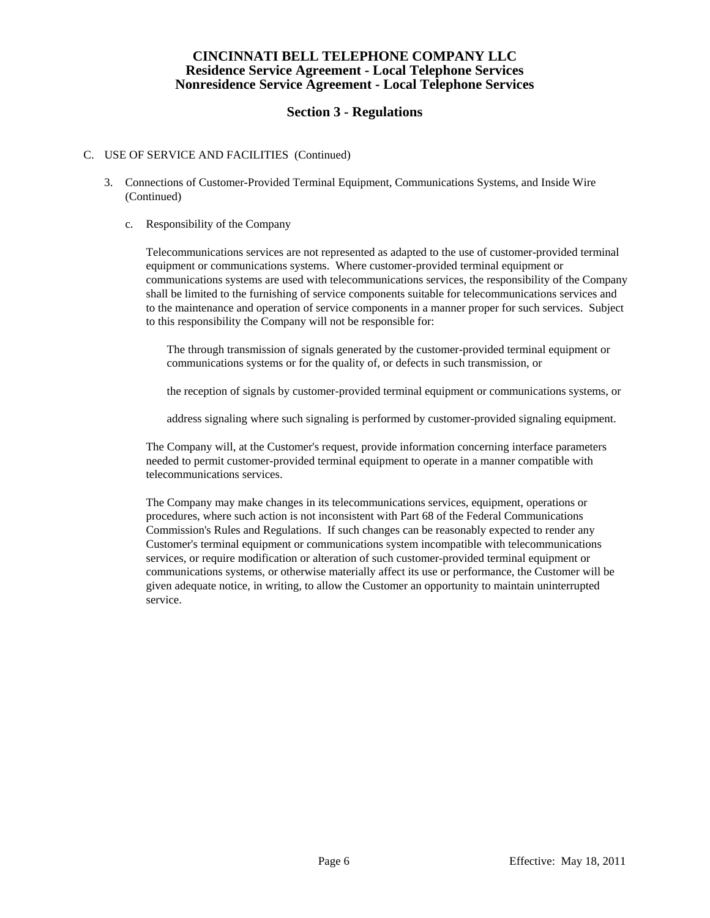# CINCINNATI BELL TELEPHONE COMPANY LLC
## Residence Service Agreement - Local Telephone Services
## Nonresidence Service Agreement - Local Telephone Services

## Section 3 - Regulations

C. USE OF SERVICE AND FACILITIES (Continued)

3. Connections of Customer-Provided Terminal Equipment, Communications Systems, and Inside Wire (Continued)

   c. Responsibility of the Company

   Telecommunications services are not represented as adapted to the use of customer-provided terminal equipment or communications systems. Where customer-provided terminal equipment or communications systems are used with telecommunications services, the responsibility of the Company shall be limited to the furnishing of service components suitable for telecommunications services and to the maintenance and operation of service components in a manner proper for such services. Subject to this responsibility the Company will not be responsible for:

   The through transmission of signals generated by the customer-provided terminal equipment or communications systems or for the quality of, or defects in such transmission, or

   the reception of signals by customer-provided terminal equipment or communications systems, or

   address signaling where such signaling is performed by customer-provided signaling equipment.

   The Company will, at the Customer's request, provide information concerning interface parameters needed to permit customer-provided terminal equipment to operate in a manner compatible with telecommunications services.

   The Company may make changes in its telecommunications services, equipment, operations or procedures, where such action is not inconsistent with Part 68 of the Federal Communications Commission's Rules and Regulations. If such changes can be reasonably expected to render any Customer's terminal equipment or communications system incompatible with telecommunications services, or require modification or alteration of such customer-provided terminal equipment or communications systems, or otherwise materially affect its use or performance, the Customer will be given adequate notice, in writing, to allow the Customer an opportunity to maintain uninterrupted service.

Effective: May 18, 2011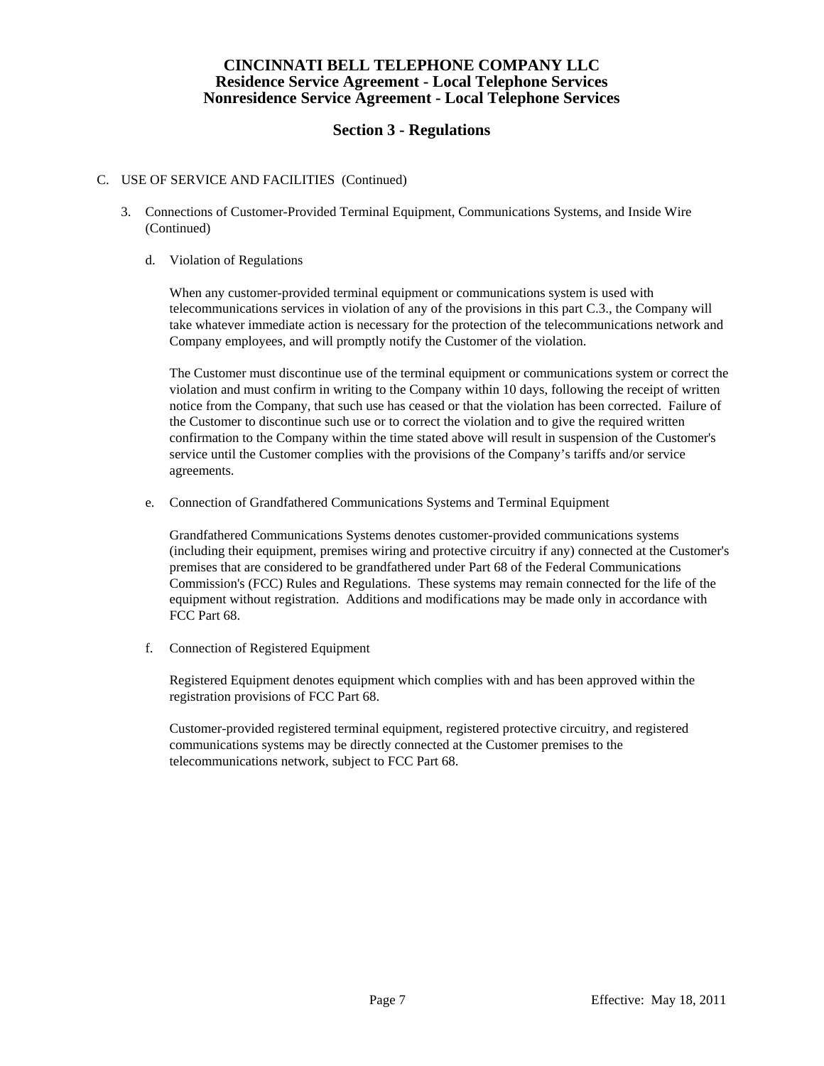# CINCINNATI BELL TELEPHONE COMPANY LLC
## Residence Service Agreement - Local Telephone Services
## Nonresidence Service Agreement - Local Telephone Services

## Section 3 - Regulations

C. USE OF SERVICE AND FACILITIES (Continued)

3. Connections of Customer-Provided Terminal Equipment, Communications Systems, and Inside Wire (Continued)

   d. Violation of Regulations

   When any customer-provided terminal equipment or communications system is used with telecommunications services in violation of any of the provisions in this part C.3., the Company will take whatever immediate action is necessary for the protection of the telecommunications network and Company employees, and will promptly notify the Customer of the violation.

   The Customer must discontinue use of the terminal equipment or communications system or correct the violation and must confirm in writing to the Company within 10 days, following the receipt of written notice from the Company, that such use has ceased or that the violation has been corrected. Failure of the Customer to discontinue such use or to correct the violation and to give the required written confirmation to the Company within the time stated above will result in suspension of the Customer's service until the Customer complies with the provisions of the Company's tariffs and/or service agreements.

   e. Connection of Grandfathered Communications Systems and Terminal Equipment

   Grandfathered Communications Systems denotes customer-provided communications systems (including their equipment, premises wiring and protective circuitry if any) connected at the Customer's premises that are considered to be grandfathered under Part 68 of the Federal Communications Commission's (FCC) Rules and Regulations. These systems may remain connected for the life of the equipment without registration. Additions and modifications may be made only in accordance with FCC Part 68.

   f. Connection of Registered Equipment

   Registered Equipment denotes equipment which complies with and has been approved within the registration provisions of FCC Part 68.

   Customer-provided registered terminal equipment, registered protective circuitry, and registered communications systems may be directly connected at the Customer premises to the telecommunications network, subject to FCC Part 68.

Effective: May 18, 2011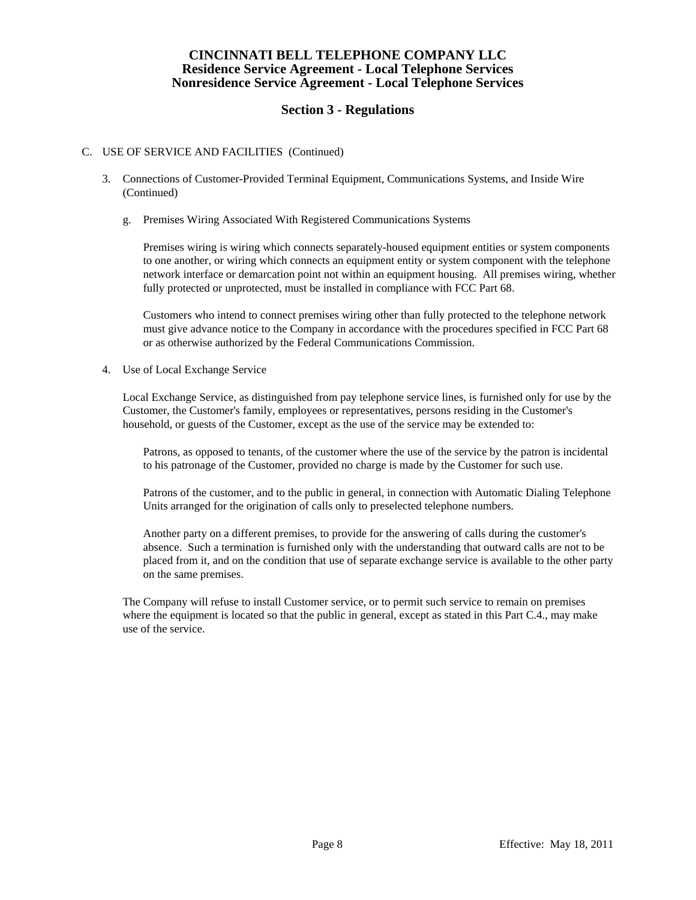# CINCINNATI BELL TELEPHONE COMPANY LLC
## Residence Service Agreement - Local Telephone Services
## Nonresidence Service Agreement - Local Telephone Services

## Section 3 - Regulations

C. USE OF SERVICE AND FACILITIES (Continued)

3. Connections of Customer-Provided Terminal Equipment, Communications Systems, and Inside Wire (Continued)

   g. Premises Wiring Associated With Registered Communications Systems

      Premises wiring is wiring which connects separately-housed equipment entities or system components to one another, or wiring which connects an equipment entity or system component with the telephone network interface or demarcation point not within an equipment housing. All premises wiring, whether fully protected or unprotected, must be installed in compliance with FCC Part 68.

      Customers who intend to connect premises wiring other than fully protected to the telephone network must give advance notice to the Company in accordance with the procedures specified in FCC Part 68 or as otherwise authorized by the Federal Communications Commission.

4. Use of Local Exchange Service

   Local Exchange Service, as distinguished from pay telephone service lines, is furnished only for use by the Customer, the Customer's family, employees or representatives, persons residing in the Customer's household, or guests of the Customer, except as the use of the service may be extended to:

      Patrons, as opposed to tenants, of the customer where the use of the service by the patron is incidental to his patronage of the Customer, provided no charge is made by the Customer for such use.

      Patrons of the customer, and to the public in general, in connection with Automatic Dialing Telephone Units arranged for the origination of calls only to preselected telephone numbers.

      Another party on a different premises, to provide for the answering of calls during the customer's absence. Such a termination is furnished only with the understanding that outward calls are not to be placed from it, and on the condition that use of separate exchange service is available to the other party on the same premises.

   The Company will refuse to install Customer service, or to permit such service to remain on premises where the equipment is located so that the public in general, except as stated in this Part C.4., may make use of the service.

Effective: May 18, 2011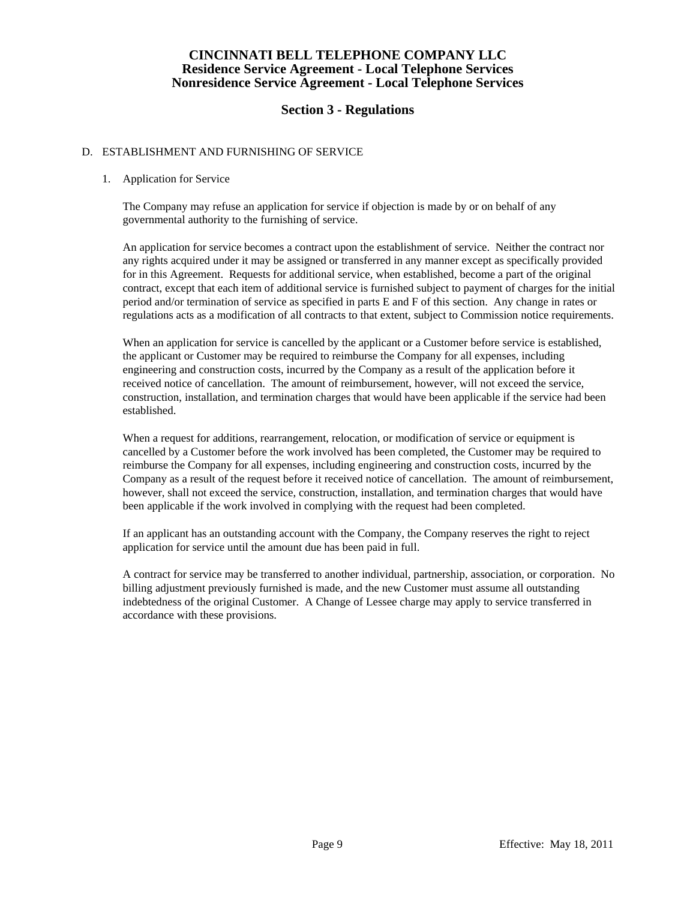# CINCINNATI BELL TELEPHONE COMPANY LLC
## Residence Service Agreement - Local Telephone Services
## Nonresidence Service Agreement - Local Telephone Services

## Section 3 - Regulations

D. ESTABLISHMENT AND FURNISHING OF SERVICE

1. Application for Service

   The Company may refuse an application for service if objection is made by or on behalf of any governmental authority to the furnishing of service.

   An application for service becomes a contract upon the establishment of service. Neither the contract nor any rights acquired under it may be assigned or transferred in any manner except as specifically provided for in this Agreement. Requests for additional service, when established, become a part of the original contract, except that each item of additional service is furnished subject to payment of charges for the initial period and/or termination of service as specified in parts E and F of this section. Any change in rates or regulations acts as a modification of all contracts to that extent, subject to Commission notice requirements.

   When an application for service is cancelled by the applicant or a Customer before service is established, the applicant or Customer may be required to reimburse the Company for all expenses, including engineering and construction costs, incurred by the Company as a result of the application before it received notice of cancellation. The amount of reimbursement, however, will not exceed the service, construction, installation, and termination charges that would have been applicable if the service had been established.

   When a request for additions, rearrangement, relocation, or modification of service or equipment is cancelled by a Customer before the work involved has been completed, the Customer may be required to reimburse the Company for all expenses, including engineering and construction costs, incurred by the Company as a result of the request before it received notice of cancellation. The amount of reimbursement, however, shall not exceed the service, construction, installation, and termination charges that would have been applicable if the work involved in complying with the request had been completed.

   If an applicant has an outstanding account with the Company, the Company reserves the right to reject application for service until the amount due has been paid in full.

   A contract for service may be transferred to another individual, partnership, association, or corporation. No billing adjustment previously furnished is made, and the new Customer must assume all outstanding indebtedness of the original Customer. A Change of Lessee charge may apply to service transferred in accordance with these provisions.

Effective: May 18, 2011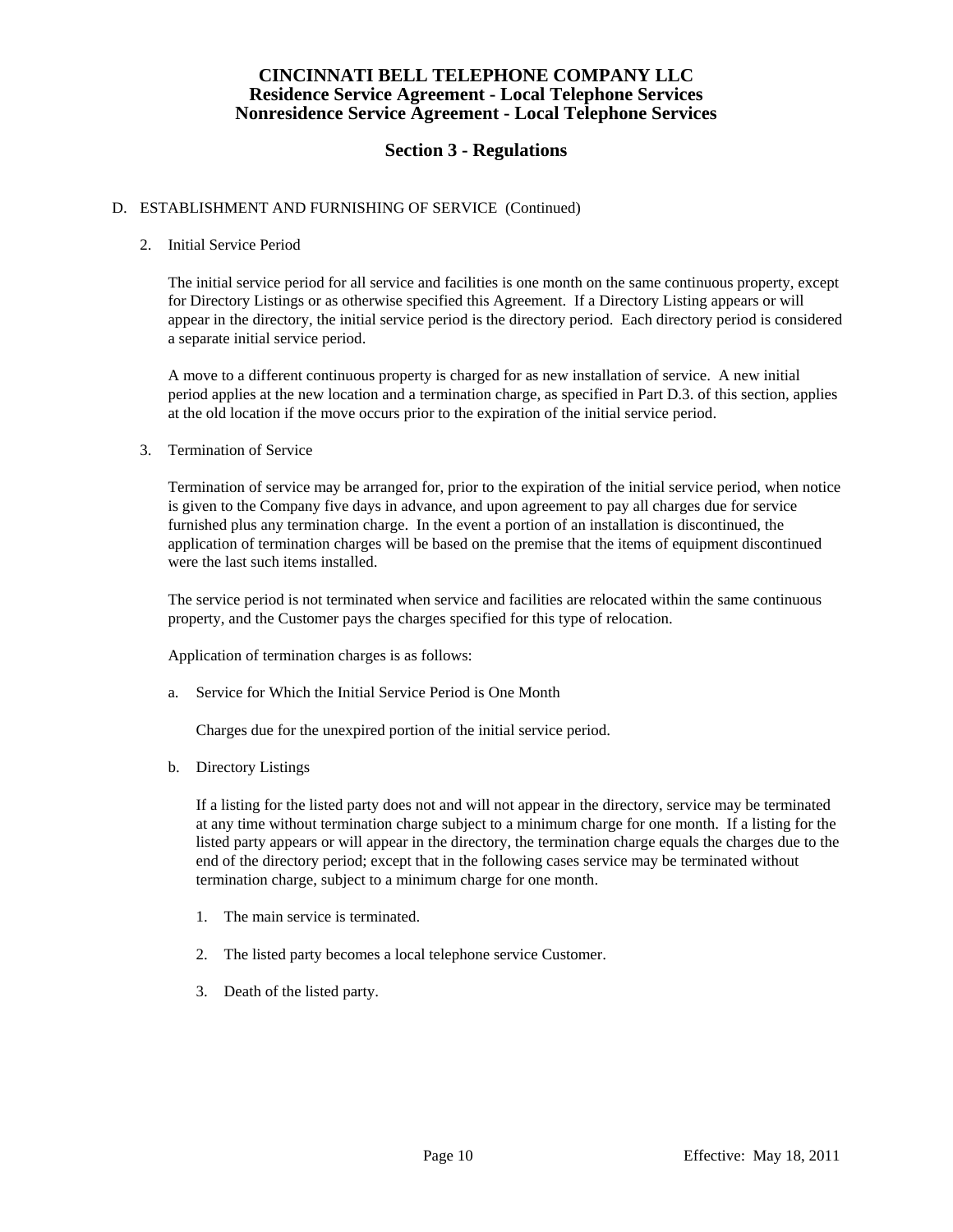# CINCINNATI BELL TELEPHONE COMPANY LLC
## Residence Service Agreement - Local Telephone Services
## Nonresidence Service Agreement - Local Telephone Services

## Section 3 - Regulations

D. ESTABLISHMENT AND FURNISHING OF SERVICE (Continued)

2. Initial Service Period

   The initial service period for all service and facilities is one month on the same continuous property, except for Directory Listings or as otherwise specified this Agreement. If a Directory Listing appears or will appear in the directory, the initial service period is the directory period. Each directory period is considered a separate initial service period.

   A move to a different continuous property is charged for as new installation of service. A new initial period applies at the new location and a termination charge, as specified in Part D.3. of this section, applies at the old location if the move occurs prior to the expiration of the initial service period.

3. Termination of Service

   Termination of service may be arranged for, prior to the expiration of the initial service period, when notice is given to the Company five days in advance, and upon agreement to pay all charges due for service furnished plus any termination charge. In the event a portion of an installation is discontinued, the application of termination charges will be based on the premise that the items of equipment discontinued were the last such items installed.

   The service period is not terminated when service and facilities are relocated within the same continuous property, and the Customer pays the charges specified for this type of relocation.

   Application of termination charges is as follows:

   a. Service for Which the Initial Service Period is One Month

      Charges due for the unexpired portion of the initial service period.

   b. Directory Listings

      If a listing for the listed party does not and will not appear in the directory, service may be terminated at any time without termination charge subject to a minimum charge for one month. If a listing for the listed party appears or will appear in the directory, the termination charge equals the charges due to the end of the directory period; except that in the following cases service may be terminated without termination charge, subject to a minimum charge for one month.

      1. The main service is terminated.

      2. The listed party becomes a local telephone service Customer.

      3. Death of the listed party.

Effective: May 18, 2011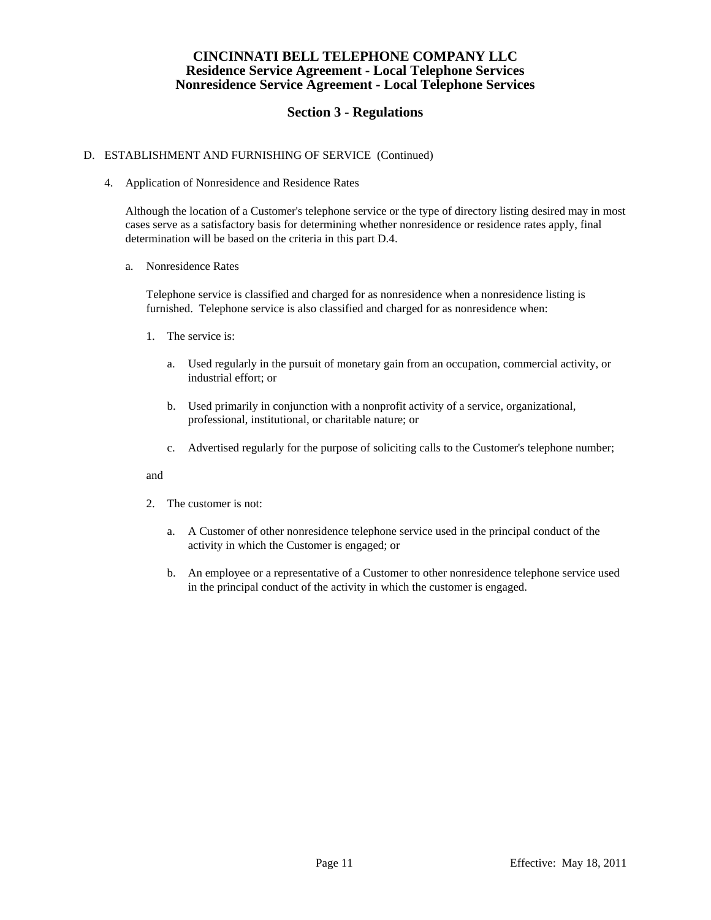# CINCINNATI BELL TELEPHONE COMPANY LLC
## Residence Service Agreement - Local Telephone Services
## Nonresidence Service Agreement - Local Telephone Services

## Section 3 - Regulations

D. ESTABLISHMENT AND FURNISHING OF SERVICE (Continued)

4. Application of Nonresidence and Residence Rates

   Although the location of a Customer's telephone service or the type of directory listing desired may in most cases serve as a satisfactory basis for determining whether nonresidence or residence rates apply, final determination will be based on the criteria in this part D.4.

   a. Nonresidence Rates

      Telephone service is classified and charged for as nonresidence when a nonresidence listing is furnished. Telephone service is also classified and charged for as nonresidence when:

      1. The service is:

         a. Used regularly in the pursuit of monetary gain from an occupation, commercial activity, or industrial effort; or

         b. Used primarily in conjunction with a nonprofit activity of a service, organizational, professional, institutional, or charitable nature; or

         c. Advertised regularly for the purpose of soliciting calls to the Customer's telephone number;

      and

      2. The customer is not:

         a. A Customer of other nonresidence telephone service used in the principal conduct of the activity in which the Customer is engaged; or

         b. An employee or a representative of a Customer to other nonresidence telephone service used in the principal conduct of the activity in which the customer is engaged.

Effective: May 18, 2011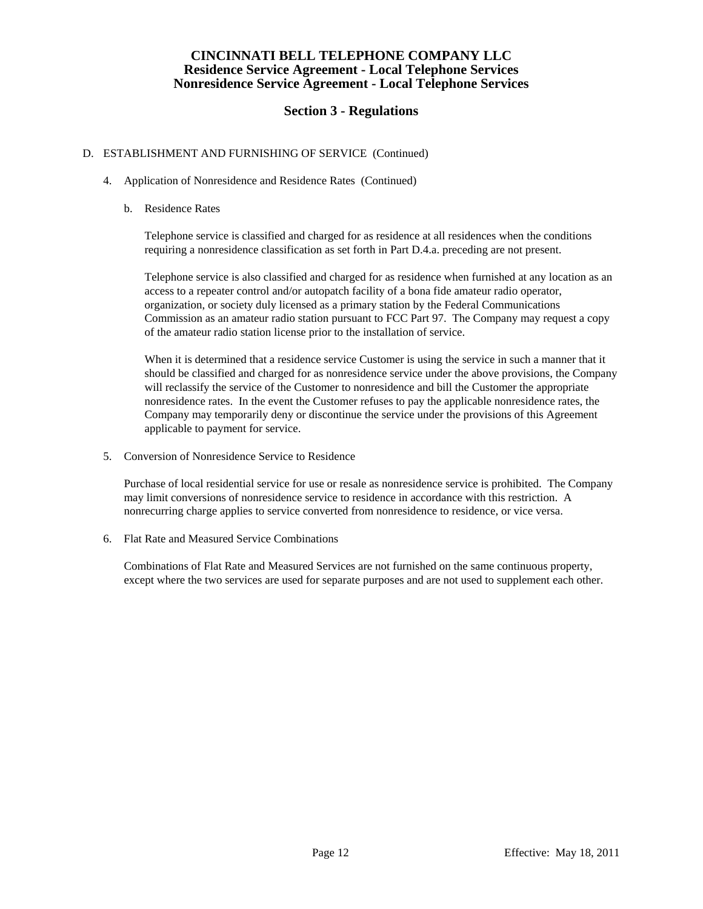# CINCINNATI BELL TELEPHONE COMPANY LLC
## Residence Service Agreement - Local Telephone Services
## Nonresidence Service Agreement - Local Telephone Services

### Section 3 - Regulations

D. ESTABLISHMENT AND FURNISHING OF SERVICE (Continued)

4. Application of Nonresidence and Residence Rates (Continued)

   b. Residence Rates

      Telephone service is classified and charged for as residence at all residences when the conditions requiring a nonresidence classification as set forth in Part D.4.a. preceding are not present.

      Telephone service is also classified and charged for as residence when furnished at any location as an access to a repeater control and/or autopatch facility of a bona fide amateur radio operator, organization, or society duly licensed as a primary station by the Federal Communications Commission as an amateur radio station pursuant to FCC Part 97. The Company may request a copy of the amateur radio station license prior to the installation of service.

      When it is determined that a residence service Customer is using the service in such a manner that it should be classified and charged for as nonresidence service under the above provisions, the Company will reclassify the service of the Customer to nonresidence and bill the Customer the appropriate nonresidence rates. In the event the Customer refuses to pay the applicable nonresidence rates, the Company may temporarily deny or discontinue the service under the provisions of this Agreement applicable to payment for service.

5. Conversion of Nonresidence Service to Residence

   Purchase of local residential service for use or resale as nonresidence service is prohibited. The Company may limit conversions of nonresidence service to residence in accordance with this restriction. A nonrecurring charge applies to service converted from nonresidence to residence, or vice versa.

6. Flat Rate and Measured Service Combinations

   Combinations of Flat Rate and Measured Services are not furnished on the same continuous property, except where the two services are used for separate purposes and are not used to supplement each other.

Effective: May 18, 2011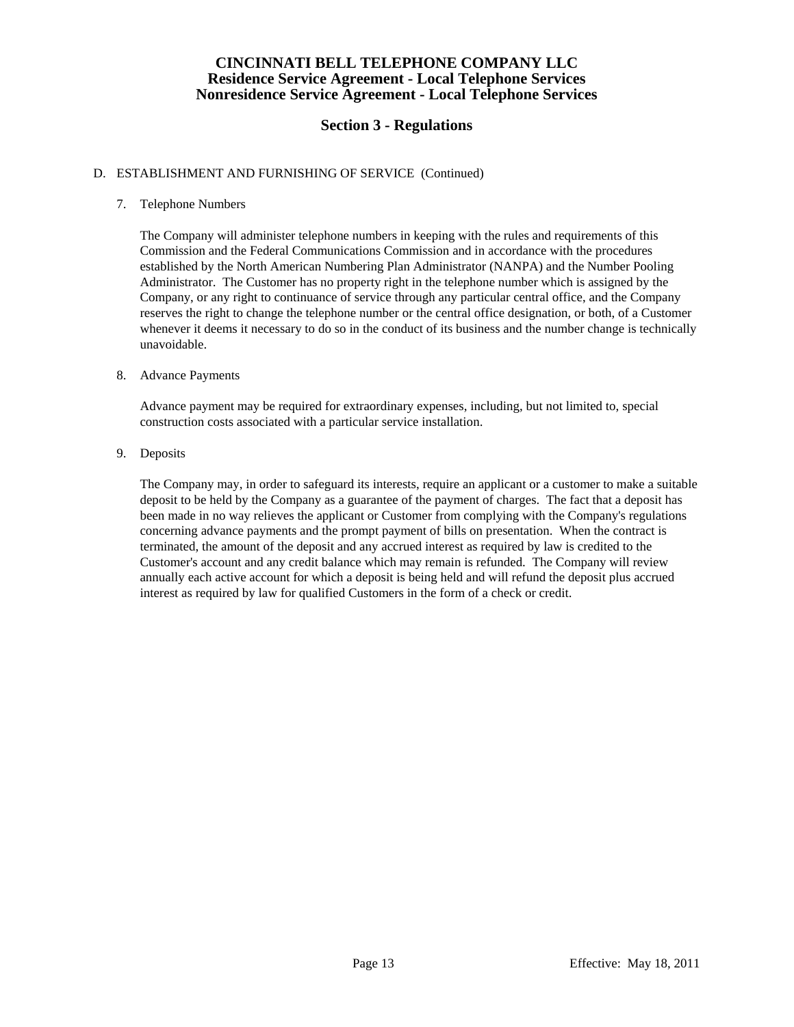# CINCINNATI BELL TELEPHONE COMPANY LLC
## Residence Service Agreement - Local Telephone Services
## Nonresidence Service Agreement - Local Telephone Services

## Section 3 - Regulations

D. ESTABLISHMENT AND FURNISHING OF SERVICE (Continued)

7. Telephone Numbers

   The Company will administer telephone numbers in keeping with the rules and requirements of this Commission and the Federal Communications Commission and in accordance with the procedures established by the North American Numbering Plan Administrator (NANPA) and the Number Pooling Administrator. The Customer has no property right in the telephone number which is assigned by the Company, or any right to continuance of service through any particular central office, and the Company reserves the right to change the telephone number or the central office designation, or both, of a Customer whenever it deems it necessary to do so in the conduct of its business and the number change is technically unavoidable.

8. Advance Payments

   Advance payment may be required for extraordinary expenses, including, but not limited to, special construction costs associated with a particular service installation.

9. Deposits

   The Company may, in order to safeguard its interests, require an applicant or a customer to make a suitable deposit to be held by the Company as a guarantee of the payment of charges. The fact that a deposit has been made in no way relieves the applicant or Customer from complying with the Company's regulations concerning advance payments and the prompt payment of bills on presentation. When the contract is terminated, the amount of the deposit and any accrued interest as required by law is credited to the Customer's account and any credit balance which may remain is refunded. The Company will review annually each active account for which a deposit is being held and will refund the deposit plus accrued interest as required by law for qualified Customers in the form of a check or credit.

Effective: May 18, 2011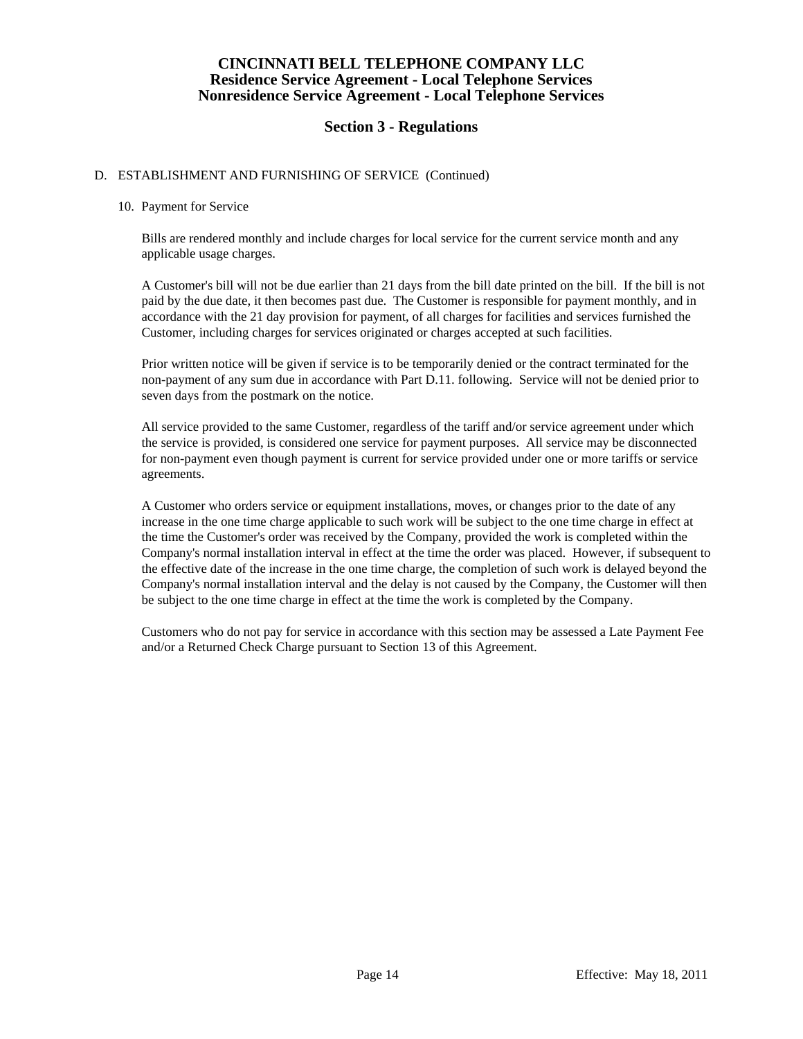# CINCINNATI BELL TELEPHONE COMPANY LLC
## Residence Service Agreement - Local Telephone Services
## Nonresidence Service Agreement - Local Telephone Services

## Section 3 - Regulations

D. ESTABLISHMENT AND FURNISHING OF SERVICE (Continued)

10. Payment for Service

Bills are rendered monthly and include charges for local service for the current service month and any applicable usage charges.

A Customer's bill will not be due earlier than 21 days from the bill date printed on the bill. If the bill is not paid by the due date, it then becomes past due. The Customer is responsible for payment monthly, and in accordance with the 21 day provision for payment, of all charges for facilities and services furnished the Customer, including charges for services originated or charges accepted at such facilities.

Prior written notice will be given if service is to be temporarily denied or the contract terminated for the non-payment of any sum due in accordance with Part D.11. following. Service will not be denied prior to seven days from the postmark on the notice.

All service provided to the same Customer, regardless of the tariff and/or service agreement under which the service is provided, is considered one service for payment purposes. All service may be disconnected for non-payment even though payment is current for service provided under one or more tariffs or service agreements.

A Customer who orders service or equipment installations, moves, or changes prior to the date of any increase in the one time charge applicable to such work will be subject to the one time charge in effect at the time the Customer's order was received by the Company, provided the work is completed within the Company's normal installation interval in effect at the time the order was placed. However, if subsequent to the effective date of the increase in the one time charge, the completion of such work is delayed beyond the Company's normal installation interval and the delay is not caused by the Company, the Customer will then be subject to the one time charge in effect at the time the work is completed by the Company.

Customers who do not pay for service in accordance with this section may be assessed a Late Payment Fee and/or a Returned Check Charge pursuant to Section 13 of this Agreement.

Effective: May 18, 2011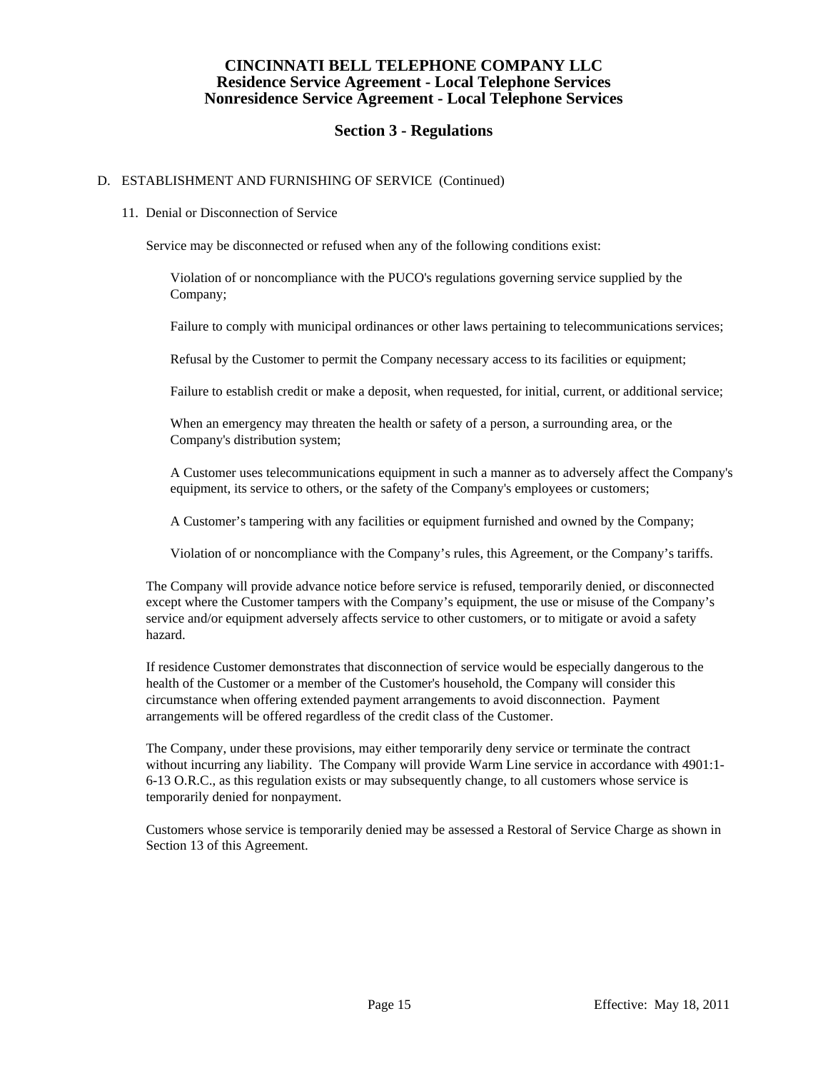# CINCINNATI BELL TELEPHONE COMPANY LLC
## Residence Service Agreement - Local Telephone Services
## Nonresidence Service Agreement - Local Telephone Services

## Section 3 - Regulations

D. ESTABLISHMENT AND FURNISHING OF SERVICE (Continued)

11. Denial or Disconnection of Service

Service may be disconnected or refused when any of the following conditions exist:

Violation of or noncompliance with the PUCO's regulations governing service supplied by the Company;

Failure to comply with municipal ordinances or other laws pertaining to telecommunications services;

Refusal by the Customer to permit the Company necessary access to its facilities or equipment;

Failure to establish credit or make a deposit, when requested, for initial, current, or additional service;

When an emergency may threaten the health or safety of a person, a surrounding area, or the Company's distribution system;

A Customer uses telecommunications equipment in such a manner as to adversely affect the Company's equipment, its service to others, or the safety of the Company's employees or customers;

A Customer's tampering with any facilities or equipment furnished and owned by the Company;

Violation of or noncompliance with the Company's rules, this Agreement, or the Company's tariffs.

The Company will provide advance notice before service is refused, temporarily denied, or disconnected except where the Customer tampers with the Company's equipment, the use or misuse of the Company's service and/or equipment adversely affects service to other customers, or to mitigate or avoid a safety hazard.

If residence Customer demonstrates that disconnection of service would be especially dangerous to the health of the Customer or a member of the Customer's household, the Company will consider this circumstance when offering extended payment arrangements to avoid disconnection. Payment arrangements will be offered regardless of the credit class of the Customer.

The Company, under these provisions, may either temporarily deny service or terminate the contract without incurring any liability. The Company will provide Warm Line service in accordance with 4901:1-6-13 O.R.C., as this regulation exists or may subsequently change, to all customers whose service is temporarily denied for nonpayment.

Customers whose service is temporarily denied may be assessed a Restoral of Service Charge as shown in Section 13 of this Agreement.

Effective: May 18, 2011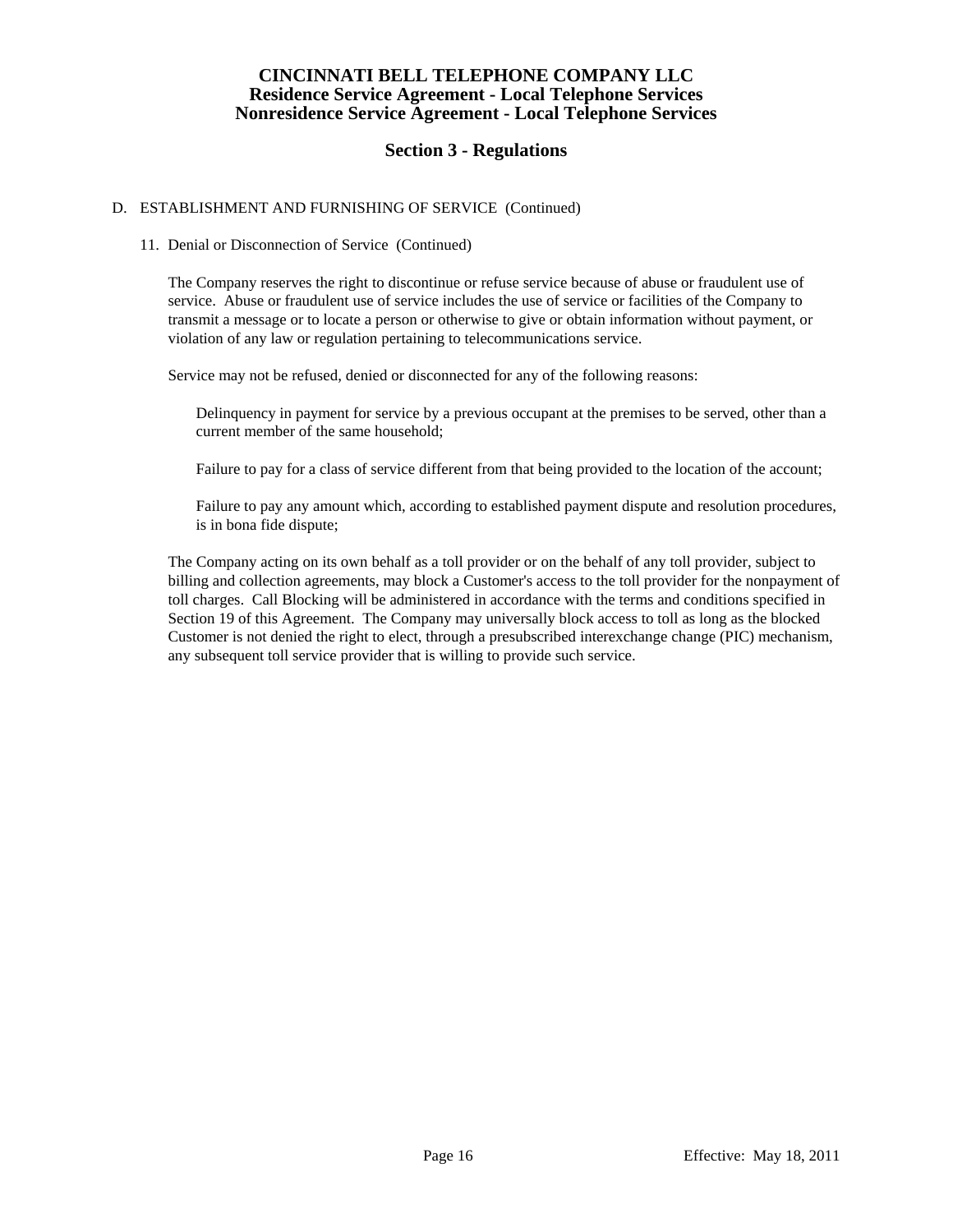# CINCINNATI BELL TELEPHONE COMPANY LLC
## Residence Service Agreement - Local Telephone Services
## Nonresidence Service Agreement - Local Telephone Services

## Section 3 - Regulations

D. ESTABLISHMENT AND FURNISHING OF SERVICE (Continued)

11. Denial or Disconnection of Service (Continued)

The Company reserves the right to discontinue or refuse service because of abuse or fraudulent use of service. Abuse or fraudulent use of service includes the use of service or facilities of the Company to transmit a message or to locate a person or otherwise to give or obtain information without payment, or violation of any law or regulation pertaining to telecommunications service.

Service may not be refused, denied or disconnected for any of the following reasons:

Delinquency in payment for service by a previous occupant at the premises to be served, other than a current member of the same household;

Failure to pay for a class of service different from that being provided to the location of the account;

Failure to pay any amount which, according to established payment dispute and resolution procedures, is in bona fide dispute;

The Company acting on its own behalf as a toll provider or on the behalf of any toll provider, subject to billing and collection agreements, may block a Customer's access to the toll provider for the nonpayment of toll charges. Call Blocking will be administered in accordance with the terms and conditions specified in Section 19 of this Agreement. The Company may universally block access to toll as long as the blocked Customer is not denied the right to elect, through a presubscribed interexchange change (PIC) mechanism, any subsequent toll service provider that is willing to provide such service.

Effective: May 18, 2011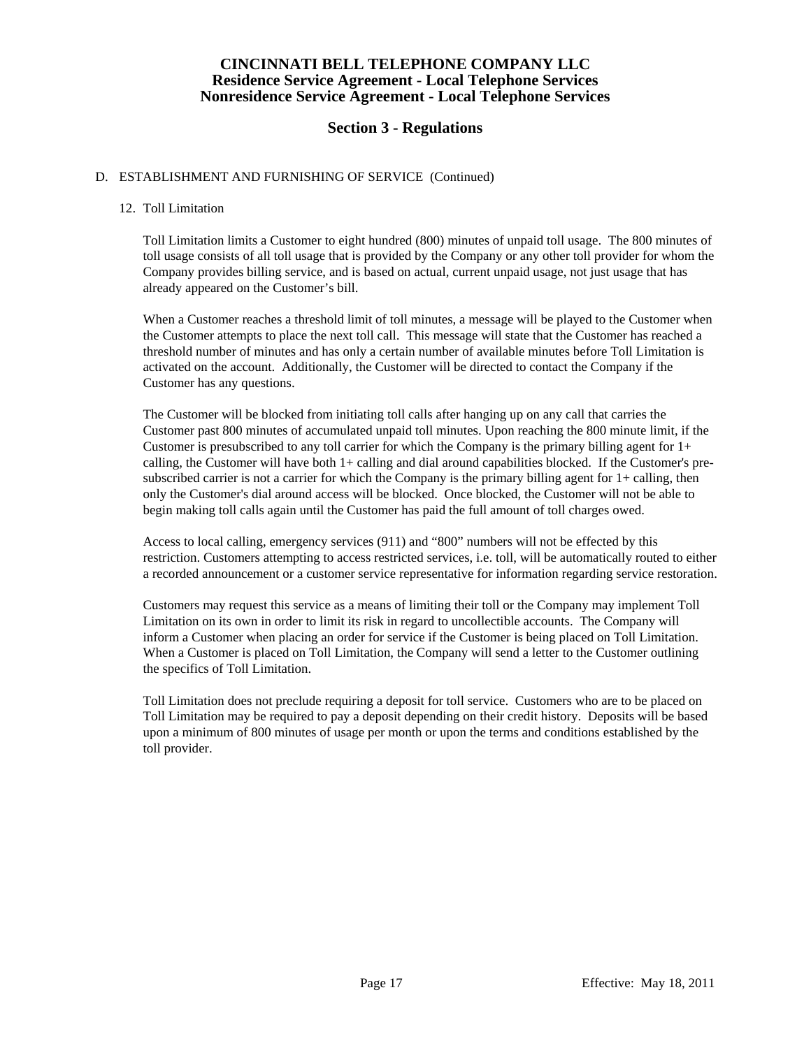# CINCINNATI BELL TELEPHONE COMPANY LLC
## Residence Service Agreement - Local Telephone Services
## Nonresidence Service Agreement - Local Telephone Services

## Section 3 - Regulations

D. ESTABLISHMENT AND FURNISHING OF SERVICE (Continued)

12. Toll Limitation

Toll Limitation limits a Customer to eight hundred (800) minutes of unpaid toll usage. The 800 minutes of toll usage consists of all toll usage that is provided by the Company or any other toll provider for whom the Company provides billing service, and is based on actual, current unpaid usage, not just usage that has already appeared on the Customer's bill.

When a Customer reaches a threshold limit of toll minutes, a message will be played to the Customer when the Customer attempts to place the next toll call. This message will state that the Customer has reached a threshold number of minutes and has only a certain number of available minutes before Toll Limitation is activated on the account. Additionally, the Customer will be directed to contact the Company if the Customer has any questions.

The Customer will be blocked from initiating toll calls after hanging up on any call that carries the Customer past 800 minutes of accumulated unpaid toll minutes. Upon reaching the 800 minute limit, if the Customer is presubscribed to any toll carrier for which the Company is the primary billing agent for 1+ calling, the Customer will have both 1+ calling and dial around capabilities blocked. If the Customer's pre-subscribed carrier is not a carrier for which the Company is the primary billing agent for 1+ calling, then only the Customer's dial around access will be blocked. Once blocked, the Customer will not be able to begin making toll calls again until the Customer has paid the full amount of toll charges owed.

Access to local calling, emergency services (911) and "800" numbers will not be effected by this restriction. Customers attempting to access restricted services, i.e. toll, will be automatically routed to either a recorded announcement or a customer service representative for information regarding service restoration.

Customers may request this service as a means of limiting their toll or the Company may implement Toll Limitation on its own in order to limit its risk in regard to uncollectible accounts. The Company will inform a Customer when placing an order for service if the Customer is being placed on Toll Limitation. When a Customer is placed on Toll Limitation, the Company will send a letter to the Customer outlining the specifics of Toll Limitation.

Toll Limitation does not preclude requiring a deposit for toll service. Customers who are to be placed on Toll Limitation may be required to pay a deposit depending on their credit history. Deposits will be based upon a minimum of 800 minutes of usage per month or upon the terms and conditions established by the toll provider.

Effective: May 18, 2011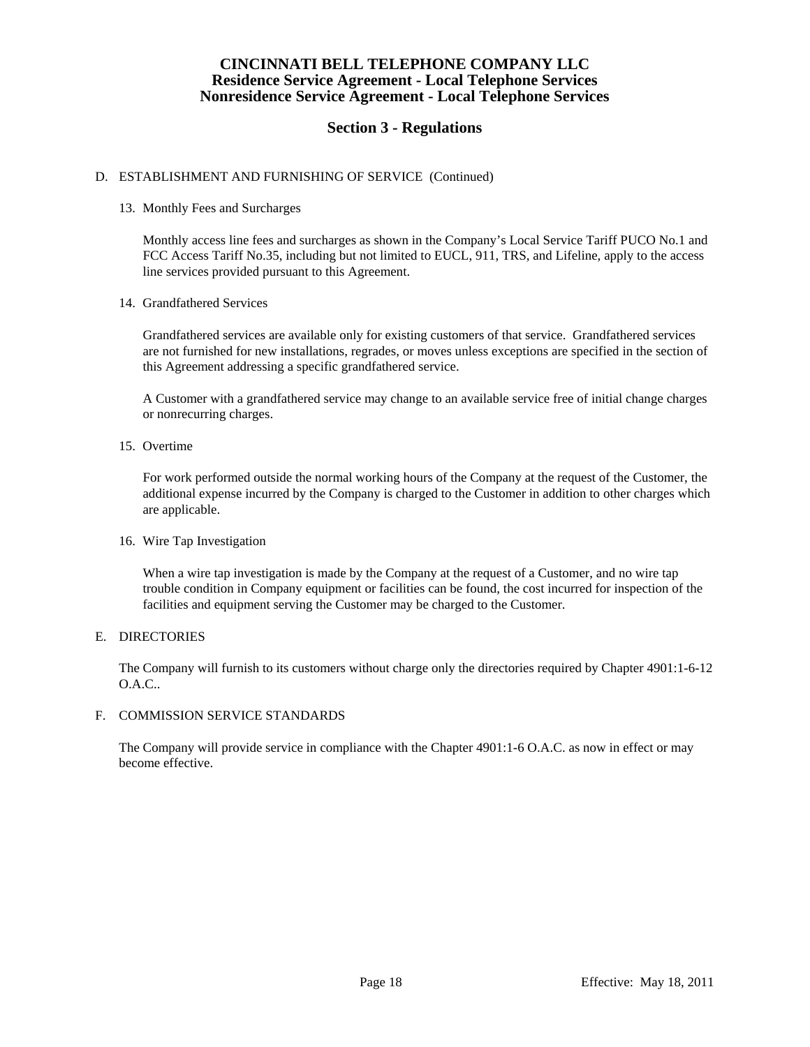# CINCINNATI BELL TELEPHONE COMPANY LLC
## Residence Service Agreement - Local Telephone Services
## Nonresidence Service Agreement - Local Telephone Services

## Section 3 - Regulations

D. ESTABLISHMENT AND FURNISHING OF SERVICE (Continued)

13. Monthly Fees and Surcharges

    Monthly access line fees and surcharges as shown in the Company's Local Service Tariff PUCO No.1 and FCC Access Tariff No.35, including but not limited to EUCL, 911, TRS, and Lifeline, apply to the access line services provided pursuant to this Agreement.

14. Grandfathered Services

    Grandfathered services are available only for existing customers of that service. Grandfathered services are not furnished for new installations, regrades, or moves unless exceptions are specified in the section of this Agreement addressing a specific grandfathered service.

    A Customer with a grandfathered service may change to an available service free of initial change charges or nonrecurring charges.

15. Overtime

    For work performed outside the normal working hours of the Company at the request of the Customer, the additional expense incurred by the Company is charged to the Customer in addition to other charges which are applicable.

16. Wire Tap Investigation

    When a wire tap investigation is made by the Company at the request of a Customer, and no wire tap trouble condition in Company equipment or facilities can be found, the cost incurred for inspection of the facilities and equipment serving the Customer may be charged to the Customer.

E. DIRECTORIES

The Company will furnish to its customers without charge only the directories required by Chapter 4901:1-6-12 O.A.C..

F. COMMISSION SERVICE STANDARDS

The Company will provide service in compliance with the Chapter 4901:1-6 O.A.C. as now in effect or may become effective.

Effective: May 18, 2011